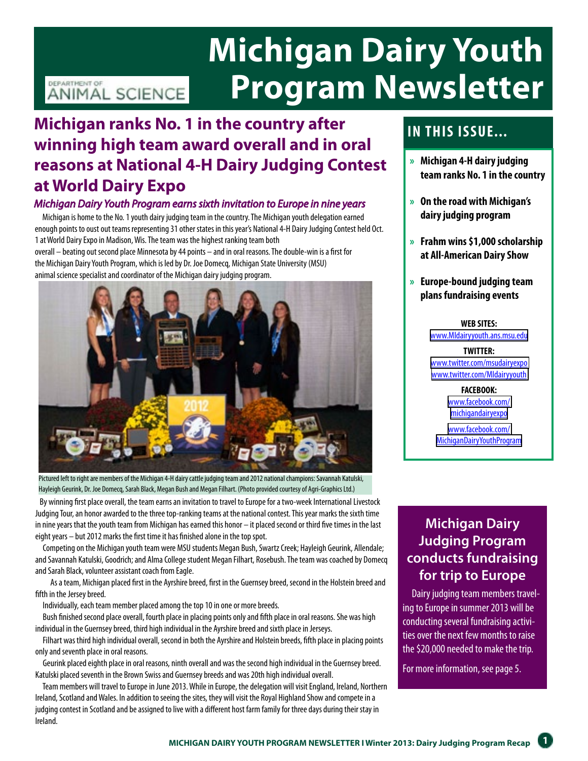# Michigan Dairy Youth Program Newsletter

DEPARTMENT OF ANIMAL SCIENCE

## Michigan ranks No. 1 in the country after winning high team award overall and in oral reasons at National 4-H Dairy Judging Contest at World Dairy Expo

*Michigan Dairy Youth Program earns sixth invitation to Europe in nine years*

Michigan is home to the No. 1 youth dairy judging team in the country. The Michigan youth delegation earned enough points to oust out teams representing 31 other states in this year's National 4-H Dairy Judging Contest held Oct. 1 at World Dairy Expo in Madison, Wis. The team was the highest ranking team both overall – beating out second place Minnesota by 44 points – and in oral reasons. The double-win is a first for the Michigan Dairy Youth Program, which is led by Dr. Joe Domecq, Michigan State University (MSU) animal science specialist and coordinator of the Michigan dairy judging program.

Pictured left to right are members of the Michigan 4-H dairy cattle judging team and 2012 national champions: Savannah Katulski, Hayleigh Geurink, Dr. Joe Domecq, Sarah Black, Megan Bush and Megan Filhart. (Photo provided courtesy of Agri-Graphics Ltd.)

By winning first place overall, the team earns an invitation to travel to Europe for a two-week International Livestock Judging Tour, an honor awarded to the three top-ranking teams at the national contest. This year marks the sixth time in nine years that the youth team from Michigan has earned this honor – it placed second or third five times in the last eight years – but 2012 marks the first time it has finished alone in the top spot.

Competing on the Michigan youth team were MSU students Megan Bush, Swartz Creek; Hayleigh Geurink, Allendale; and Savannah Katulski, Goodrich; and Alma College student Megan Filhart, Rosebush. The team was coached by Domecq and Sarah Black, volunteer assistant coach from Eagle.

As a team, Michigan placed first in the Ayrshire breed, first in the Guernsey breed, second in the Holstein breed and fifth in the Jersey breed.

Individually, each team member placed among the top 10 in one or more breeds.

Bush finished second place overall, fourth place in placing points only and fifth place in oral reasons. She was high individual in the Guernsey breed, third high individual in the Ayrshire breed and sixth place in Jerseys.

Filhart was third high individual overall, second in both the Ayrshire and Holstein breeds, fifth place in placing points only and seventh place in oral reasons.

Geurink placed eighth place in oral reasons, ninth overall and was the second high individual in the Guernsey breed. Katulski placed seventh in the Brown Swiss and Guernsey breeds and was 20th high individual overall.

Team members will travel to Europe in June 2013. While in Europe, the delegation will visit England, Ireland, Northern Ireland, Scotland and Wales. In addition to seeing the sites, they will visit the Royal Highland Show and compete in a judging contest in Scotland and be assigned to live with a different host farm family for three days during their stay in Ireland.

## IN THIS ISSUE...

- » Michigan 4-H dairy judging team ranks No. 1 in the country
- » On the road with Michigan's dairy judging program
- » Frahm wins $1,000 scholarship at All-American Dairy Show
- » Europe-bound judging team plans fundraising events

**WEB SITES:**
www.MIdairyyouth.ans.msu.edu

**TWITTER:**
www.twitter.com/msudairyexpo
www.twitter.com/MIdairyyouth

**FACEBOOK:**
www.facebook.com/michigandairyexpo

www.facebook.com/MichiganDairyYouthProgram

## Michigan Dairy Judging Program conducts fundraising for trip to Europe

Dairy judging team members traveling to Europe in summer 2013 will be conducting several fundraising activities over the next few months to raise the $20,000 needed to make the trip.

For more information, see page 5.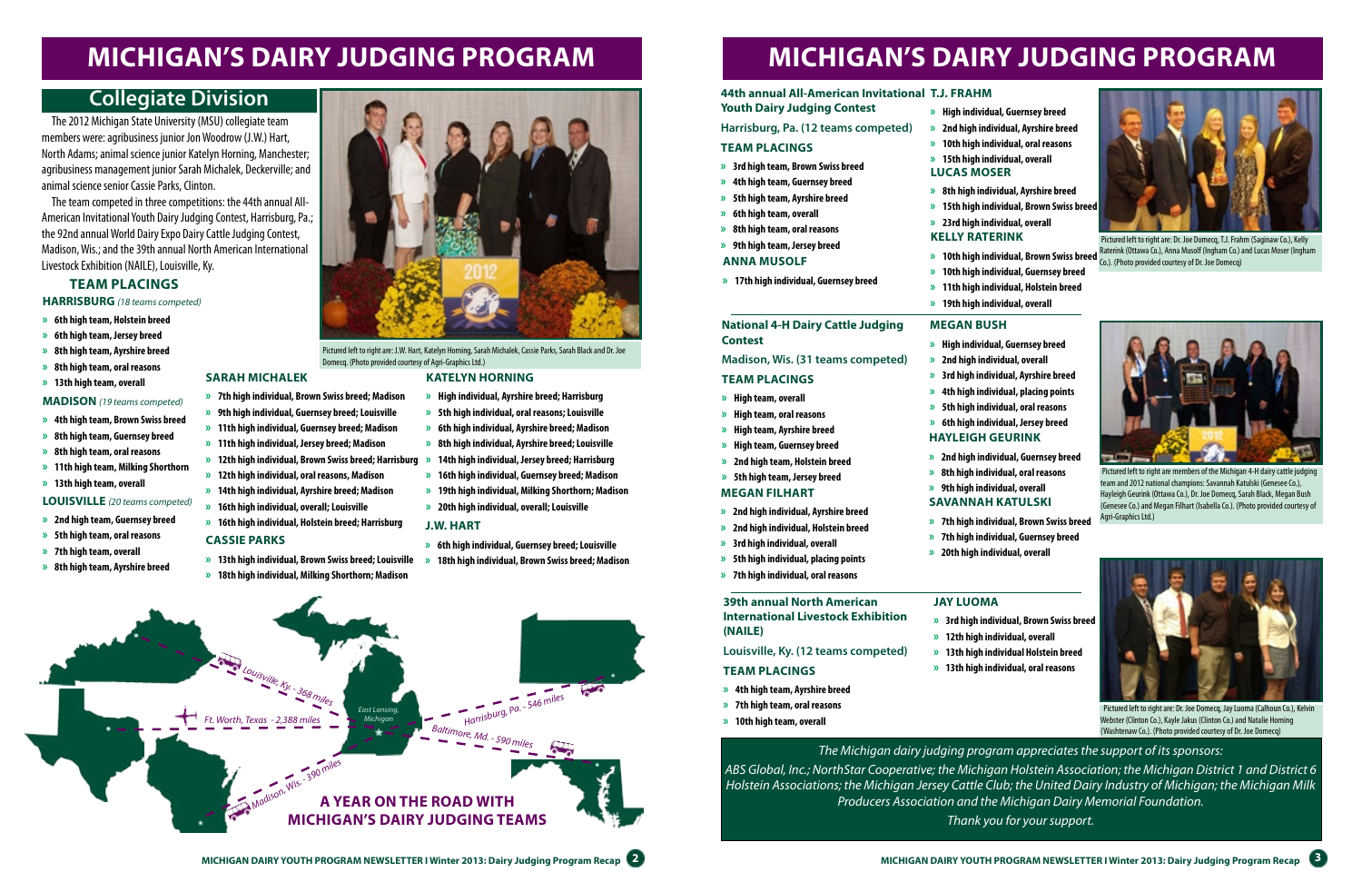# MICHIGAN'S DAIRY JUDGING PROGRAM

## Collegiate Division

The 2012 Michigan State University (MSU) collegiate team members were: agribusiness junior Jon Woodrow (J.W.) Hart, North Adams; animal science junior Katelyn Horning, Manchester; agribusiness management junior Sarah Michalek, Deckerville; and animal science senior Cassie Parks, Clinton.

The team competed in three competitions: the 44th annual All-American Invitational Youth Dairy Judging Contest, Harrisburg, Pa.; the 92nd annual World Dairy Expo Dairy Cattle Judging Contest, Madison, Wis.; and the 39th annual North American International Livestock Exhibition (NAILE), Louisville, Ky.

Pictured left to right are: J.W. Hart, Katelyn Horning, Sarah Michalek, Cassie Parks, Sarah Black and Dr. Joe Domecq. (Photo provided courtesy of Agri-Graphics Ltd.)

### TEAM PLACINGS

**HARRISBURG** *(18 teams competed)*

- 6th high team, Holstein breed
- 6th high team, Jersey breed
- 8th high team, Ayrshire breed
- 8th high team, oral reasons
- 13th high team, overall

**MADISON** *(19 teams competed)*

- 4th high team, Brown Swiss breed
- 8th high team, Guernsey breed
- 8th high team, oral reasons
- 11th high team, Milking Shorthorn
- 13th high team, overall

**LOUISVILLE** *(20 teams competed)*

- 2nd high team, Guernsey breed
- 5th high team, oral reasons
- 7th high team, overall
- 8th high team, Ayrshire breed

### SARAH MICHALEK

- 7th high individual, Brown Swiss breed; Madison
- 9th high individual, Guernsey breed; Louisville
- 11th high individual, Guernsey breed; Madison
- 11th high individual, Jersey breed; Madison
- 12th high individual, Brown Swiss breed; Harrisburg
- 12th high individual, oral reasons, Madison
- 14th high individual, Ayrshire breed; Madison
- 16th high individual, overall; Louisville
- 16th high individual, Holstein breed; Harrisburg

### CASSIE PARKS

- 13th high individual, Brown Swiss breed; Louisville
- 18th high individual, Milking Shorthorn; Madison

### KATELYN HORNING

- High individual, Ayrshire breed; Harrisburg
- 5th high individual, oral reasons; Louisville
- 6th high individual, Ayrshire breed; Madison
- 8th high individual, Ayrshire breed; Louisville
- 14th high individual, Jersey breed; Harrisburg
- 16th high individual, Guernsey breed; Madison
- 19th high individual, Milking Shorthorn; Madison
- 20th high individual, overall; Louisville

### J.W. HART

- 6th high individual, Guernsey breed; Louisville
- 18th high individual, Brown Swiss breed; Madison

Louisville, Ky. - 368 miles
Ft. Worth, Texas - 2,388 miles
East Lansing, Michigan
Harrisburg, Pa. - 546 miles
Baltimore, Md. - 590 miles
Madison, Wis. - 390 miles

**A YEAR ON THE ROAD WITH MICHIGAN'S DAIRY JUDGING TEAMS**

# MICHIGAN'S DAIRY JUDGING PROGRAM

## 44th annual All-American Invitational Youth Dairy Judging Contest

Harrisburg, Pa. (12 teams competed)

### TEAM PLACINGS

- 3rd high team, Brown Swiss breed
- 4th high team, Guernsey breed
- 5th high team, Ayrshire breed
- 6th high team, overall
- 8th high team, oral reasons
- 9th high team, Jersey breed

### ANNA MUSOLF

- 17th high individual, Guernsey breed

### T.J. FRAHM

- High individual, Guernsey breed
- 2nd high individual, Ayrshire breed
- 10th high individual, oral reasons
- 15th high individual, overall

### LUCAS MOSER

- 8th high individual, Ayrshire breed
- 15th high individual, Brown Swiss breed
- 23rd high individual, overall

### KELLY RATERINK

- 10th high individual, Brown Swiss breed
- 10th high individual, Guernsey breed
- 11th high individual, Holstein breed
- 19th high individual, overall

Pictured left to right are: Dr. Joe Domecq, T.J. Frahm (Saginaw Co.), Kelly Raterink (Ottawa Co.), Anna Musolf (Ingham Co.) and Lucas Moser (Ingham Co.). (Photo provided courtesy of Dr. Joe Domecq)

## National 4-H Dairy Cattle Judging Contest

Madison, Wis. (31 teams competed)

### TEAM PLACINGS

- High team, overall
- High team, oral reasons
- High team, Ayrshire breed
- High team, Guernsey breed
- 2nd high team, Holstein breed
- 5th high team, Jersey breed

### MEGAN FILHART

- 2nd high individual, Ayrshire breed
- 2nd high individual, Holstein breed
- 3rd high individual, overall
- 5th high individual, placing points
- 7th high individual, oral reasons

### MEGAN BUSH

- High individual, Guernsey breed
- 2nd high individual, overall
- 3rd high individual, Ayrshire breed
- 4th high individual, placing points
- 5th high individual, oral reasons
- 6th high individual, Jersey breed

### HAYLEIGH GEURINK

- 2nd high individual, Guernsey breed
- 8th high individual, oral reasons
- 9th high individual, overall

### SAVANNAH KATULSKI

- 7th high individual, Brown Swiss breed
- 7th high individual, Guernsey breed
- 20th high individual, overall

Pictured left to right are members of the Michigan 4-H dairy cattle judging team and 2012 national champions: Savannah Katulski (Genesee Co.), Hayleigh Geurink (Ottawa Co.), Dr. Joe Domecq, Sarah Black, Megan Bush (Genesee Co.) and Megan Filhart (Isabella Co.). (Photo provided courtesy of Agri-Graphics Ltd.)

## 39th annual North American International Livestock Exhibition (NAILE)

Louisville, Ky. (12 teams competed)

### TEAM PLACINGS

- 4th high team, Ayrshire breed
- 7th high team, oral reasons
- 10th high team, overall

### JAY LUOMA

- 3rd high individual, Brown Swiss breed
- 12th high individual, overall
- 13th high individual Holstein breed
- 13th high individual, oral reasons

Pictured left to right are: Dr. Joe Domecq, Jay Luoma (Calhoun Co.), Kelvin Webster (Clinton Co.), Kayle Jakus (Clinton Co.) and Natalie Horning (Washtenaw Co.). (Photo provided courtesy of Dr. Joe Domecq)

*The Michigan dairy judging program appreciates the support of its sponsors:*

*ABS Global, Inc.; NorthStar Cooperative; the Michigan Holstein Association; the Michigan District 1 and District 6 Holstein Associations; the Michigan Jersey Cattle Club; the United Dairy Industry of Michigan; the Michigan Milk Producers Association and the Michigan Dairy Memorial Foundation.*

*Thank you for your support.*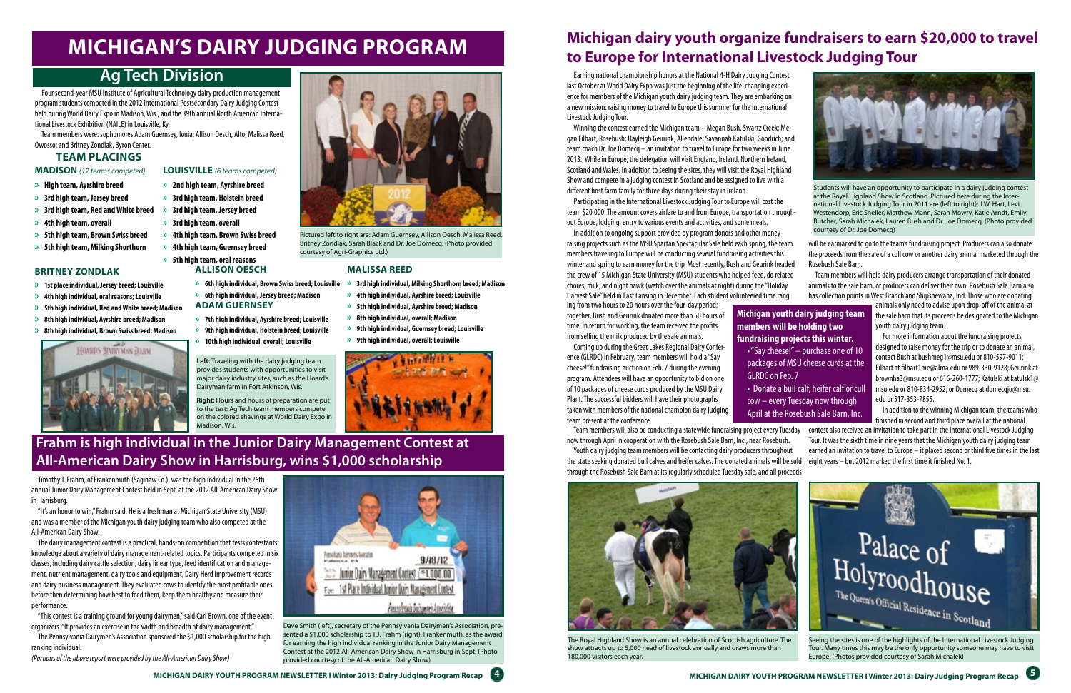# MICHIGAN'S DAIRY JUDGING PROGRAM

## Ag Tech Division

Four second-year MSU Institute of Agricultural Technology dairy production management program students competed in the 2012 International Postsecondary Dairy Judging Contest held during World Dairy Expo in Madison, Wis., and the 39th annual North American International Livestock Exhibition (NAILE) in Louisville, Ky.

Team members were: sophomores Adam Guernsey, Ionia; Allison Oesch, Alto; Malissa Reed, Owosso; and Britney Zondlak, Byron Center.

### TEAM PLACINGS

**MADISON** *(12 teams competed)*

- **High team, Ayrshire breed**
- **3rd high team, Jersey breed**
- **3rd high team, Red and White breed**
- **4th high team, overall**
- **5th high team, Brown Swiss breed**
- **5th high team, Milking Shorthorn**

**LOUISVILLE** *(6 teams competed)*

- **2nd high team, Ayrshire breed**
- **3rd high team, Holstein breed**
- **3rd high team, Jersey breed**
- **3rd high team, overall**
- **4th high team, Brown Swiss breed**
- **4th high team, Guernsey breed**
- **5th high team, oral reasons**

Pictured left to right are: Adam Guernsey, Allison Oesch, Malissa Reed, Britney Zondlak, Sarah Black and Dr. Joe Domecq. (Photo provided courtesy of Agri-Graphics Ltd.)

### BRITNEY ZONDLAK

- **1st place individual, Jersey breed; Louisville**
- **4th high individual, oral reasons; Louisville**
- **5th high individual, Red and White breed; Madison**
- **8th high individual, Ayrshire breed; Madison**
- **8th high individual, Brown Swiss breed; Madison**

### ALLISON OESCH

- **6th high individual, Brown Swiss breed; Louisville**
- **6th high individual, Jersey breed; Madison**

### ADAM GUERNSEY

- **7th high individual, Ayrshire breed; Louisville**
- **9th high individual, Holstein breed; Louisville**
- **10th high individual, overall; Louisville**

### MALISSA REED

- **3rd high individual, Milking Shorthorn breed; Madison**
- **4th high individual, Ayrshire breed; Louisville**
- **5th high individual, Ayrshire breed; Madison**
- **8th high individual, overall; Madison**
- **9th high individual, Guernsey breed; Louisville**
- **9th high individual, overall; Louisville**

**Left:** Traveling with the dairy judging team provides students with opportunities to visit major dairy industry sites, such as the Hoard's Dairyman farm in Fort Atkinson, Wis.

**Right:** Hours and hours of preparation are put to the test: Ag Tech team members compete on the colored shavings at World Dairy Expo in Madison, Wis.

## Frahm is high individual in the Junior Dairy Management Contest at All-American Dairy Show in Harrisburg, wins $1,000 scholarship

Timothy J. Frahm, of Frankenmuth (Saginaw Co.), was the high individual in the 26th annual Junior Dairy Management Contest held in Sept. at the 2012 All-American Dairy Show in Harrisburg.

"It's an honor to win," Frahm said. He is a freshman at Michigan State University (MSU) and was a member of the Michigan youth dairy judging team who also competed at the All-American Dairy Show.

The dairy management contest is a practical, hands-on competition that tests contestants' knowledge about a variety of dairy management-related topics. Participants competed in six classes, including dairy cattle selection, dairy linear type, feed identification and management, nutrient management, dairy tools and equipment, Dairy Herd Improvement records and dairy business management. They evaluated cows to identify the most profitable ones before then determining how best to feed them, keep them healthy and measure their performance.

"This contest is a training ground for young dairymen," said Carl Brown, one of the event organizers. "It provides an exercise in the width and breadth of dairy management."

The Pennsylvania Dairymen's Association sponsored the $1,000 scholarship for the high ranking individual.

*(Portions of the above report were provided by the All-American Dairy Show)*

Dave Smith (left), secretary of the Pennsylvania Dairymen's Association, presented a $1,000 scholarship to T.J. Frahm (right), Frankenmuth, as the award for earning the high individual ranking in the Junior Dairy Management Contest at the 2012 All-American Dairy Show in Harrisburg in Sept. (Photo provided courtesy of the All-American Dairy Show)

# Michigan dairy youth organize fundraisers to earn $20,000 to travel to Europe for International Livestock Judging Tour

Earning national championship honors at the National 4-H Dairy Judging Contest last October at World Dairy Expo was just the beginning of the life-changing experience for members of the Michigan youth dairy judging team. They are embarking on a new mission: raising money to travel to Europe this summer for the International Livestock Judging Tour.

Winning the contest earned the Michigan team – Megan Bush, Swartz Creek; Megan Filhart, Rosebush; Hayleigh Geurink, Allendale; Savannah Katulski, Goodrich; and team coach Dr. Joe Domecq – an invitation to travel to Europe for two weeks in June 2013. While in Europe, the delegation will visit England, Ireland, Northern Ireland, Scotland and Wales. In addition to seeing the sites, they will visit the Royal Highland Show and compete in a judging contest in Scotland and be assigned to live with a different host farm family for three days during their stay in Ireland.

Participating in the International Livestock Judging Tour to Europe will cost the team $20,000. The amount covers airfare to and from Europe, transportation throughout Europe, lodging, entry to various events and activities, and some meals.

In addition to ongoing support provided by program donors and other money-raising projects such as the MSU Spartan Spectacular Sale held each spring, the team members traveling to Europe will be conducting several fundraising activities this winter and spring to earn money for the trip. Most recently, Bush and Geurink headed the crew of 15 Michigan State University (MSU) students who helped feed, do related chores, milk, and night hawk (watch over the animals at night) during the "Holiday Harvest Sale" held in East Lansing in December. Each student volunteered time ranging from two hours to 20 hours over the four-day period; together, Bush and Geurink donated more than 50 hours of time. In return for working, the team received the profits from selling the milk produced by the sale animals.

Coming up during the Great Lakes Regional Dairy Conference (GLRDC) in February, team members will hold a "Say cheese!" fundraising auction on Feb. 7 during the evening program. Attendees will have an opportunity to bid on one of 10 packages of cheese curds produced by the MSU Dairy Plant. The successful bidders will have their photographs taken with members of the national champion dairy judging team present at the conference.

**Michigan youth dairy judging team members will be holding two fundraising projects this winter.**

- "Say cheese!" – purchase one of 10 packages of MSU cheese curds at the GLRDC on Feb. 7
- Donate a bull calf, heifer calf or cull cow – every Tuesday now through April at the Rosebush Sale Barn, Inc.

Team members will also be conducting a statewide fundraising project every Tuesday now through April in cooperation with the Rosebush Sale Barn, Inc., near Rosebush.

Youth dairy judging team members will be contacting dairy producers throughout the state seeking donated bull calves and heifer calves. The donated animals will be sold through the Rosebush Sale Barn at its regularly scheduled Tuesday sale, and all proceeds will be earmarked to go to the team's fundraising project. Producers can also donate the proceeds from the sale of a cull cow or another dairy animal marketed through the Rosebush Sale Barn.

Team members will help dairy producers arrange transportation of their donated animals to the sale barn, or producers can deliver their own. Rosebush Sale Barn also has collection points in West Branch and Shipshewana, Ind. Those who are donating animals only need to advise upon drop-off of the animal at the sale barn that its proceeds be designated to the Michigan youth dairy judging team.

For more information about the fundraising projects designed to raise money for the trip or to donate an animal, contact Bush at bushmeg1@msu.edu or 810-597-9011; Filhart at filhart1me@alma.edu or 989-330-9128; Geurink at brownha3@msu.edu or 616-260-1777; Katulski at katulsk1@msu.edu or 810-834-2952; or Domecq at domecqjo@msu.edu or 517-353-7855.

In addition to the winning Michigan team, the teams who finished in second and third place overall at the national contest also received an invitation to take part in the International Livestock Judging Tour. It was the sixth time in nine years that the Michigan youth dairy judging team earned an invitation to travel to Europe – it placed second or third five times in the last eight years – but 2012 marked the first time it finished No. 1.

Students will have an opportunity to participate in a dairy judging contest at the Royal Highland Show in Scotland. Pictured here during the International Livestock Judging Tour in 2011 are (left to right): J.W. Hart, Levi Westendorp, Eric Sneller, Matthew Mann, Sarah Mowry, Katie Arndt, Emily Butcher, Sarah Michalek, Lauren Bush and Dr. Joe Domecq. (Photo provided courtesy of Dr. Joe Domecq)

The Royal Highland Show is an annual celebration of Scottish agriculture. The show attracts up to 5,000 head of livestock annually and draws more than 180,000 visitors each year.

Seeing the sites is one of the highlights of the International Livestock Judging Tour. Many times this may be the only opportunity someone may have to visit Europe. (Photos provided courtesy of Sarah Michalek)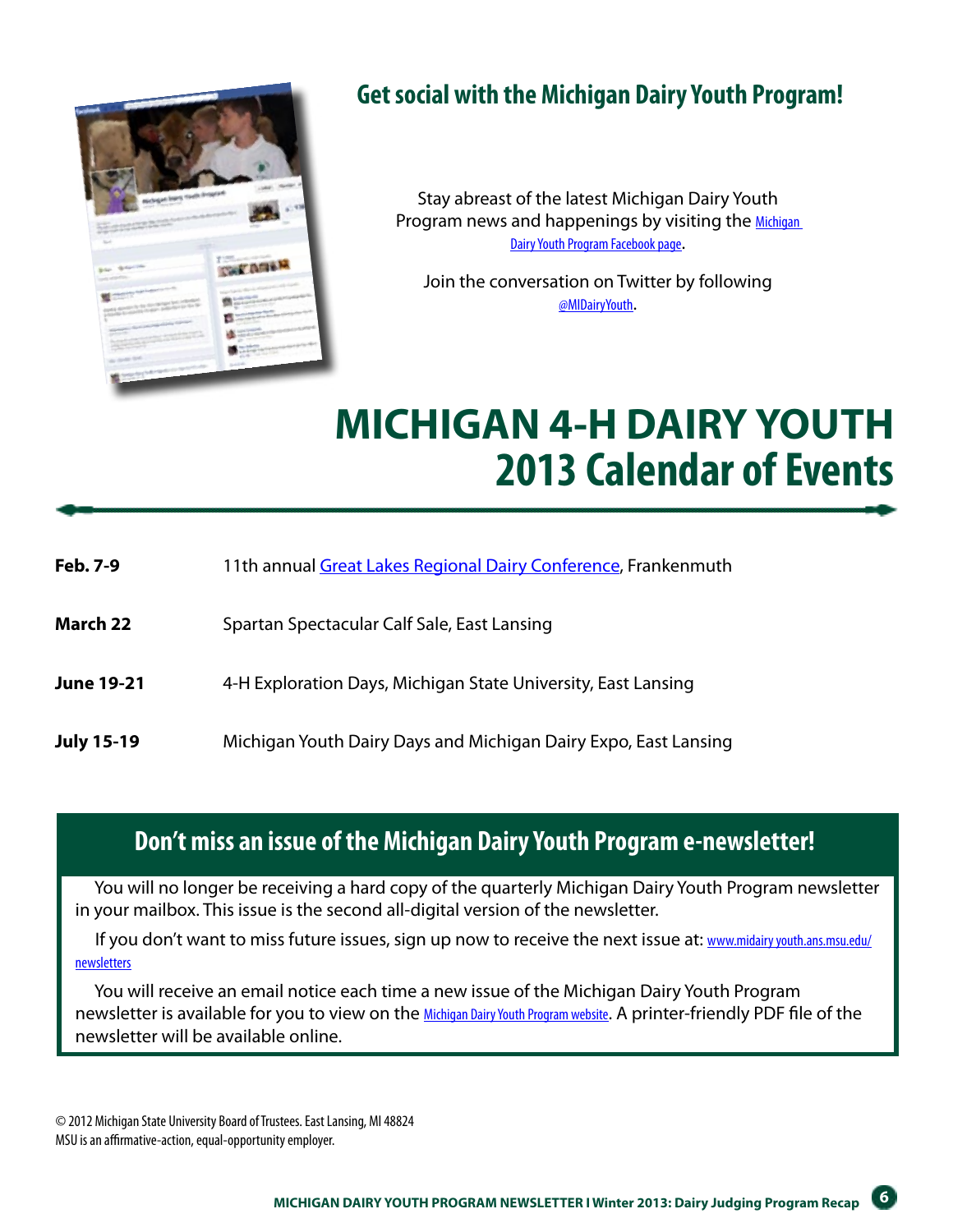## Get social with the Michigan Dairy Youth Program!

Stay abreast of the latest Michigan Dairy Youth Program news and happenings by visiting the Michigan Dairy Youth Program Facebook page.

Join the conversation on Twitter by following @MIDairyYouth.

# MICHIGAN 4-H DAIRY YOUTH 2013 Calendar of Events

| | |
|---|---|
| **Feb. 7-9** | 11th annual Great Lakes Regional Dairy Conference, Frankenmuth |
| **March 22** | Spartan Spectacular Calf Sale, East Lansing |
| **June 19-21** | 4-H Exploration Days, Michigan State University, East Lansing |
| **July 15-19** | Michigan Youth Dairy Days and Michigan Dairy Expo, East Lansing |

## Don't miss an issue of the Michigan Dairy Youth Program e-newsletter!

You will no longer be receiving a hard copy of the quarterly Michigan Dairy Youth Program newsletter in your mailbox. This issue is the second all-digital version of the newsletter.

If you don't want to miss future issues, sign up now to receive the next issue at: www.midairy youth.ans.msu.edu/newsletters

You will receive an email notice each time a new issue of the Michigan Dairy Youth Program newsletter is available for you to view on the Michigan Dairy Youth Program website. A printer-friendly PDF file of the newsletter will be available online.

© 2012 Michigan State University Board of Trustees. East Lansing, MI 48824
MSU is an affirmative-action, equal-opportunity employer.